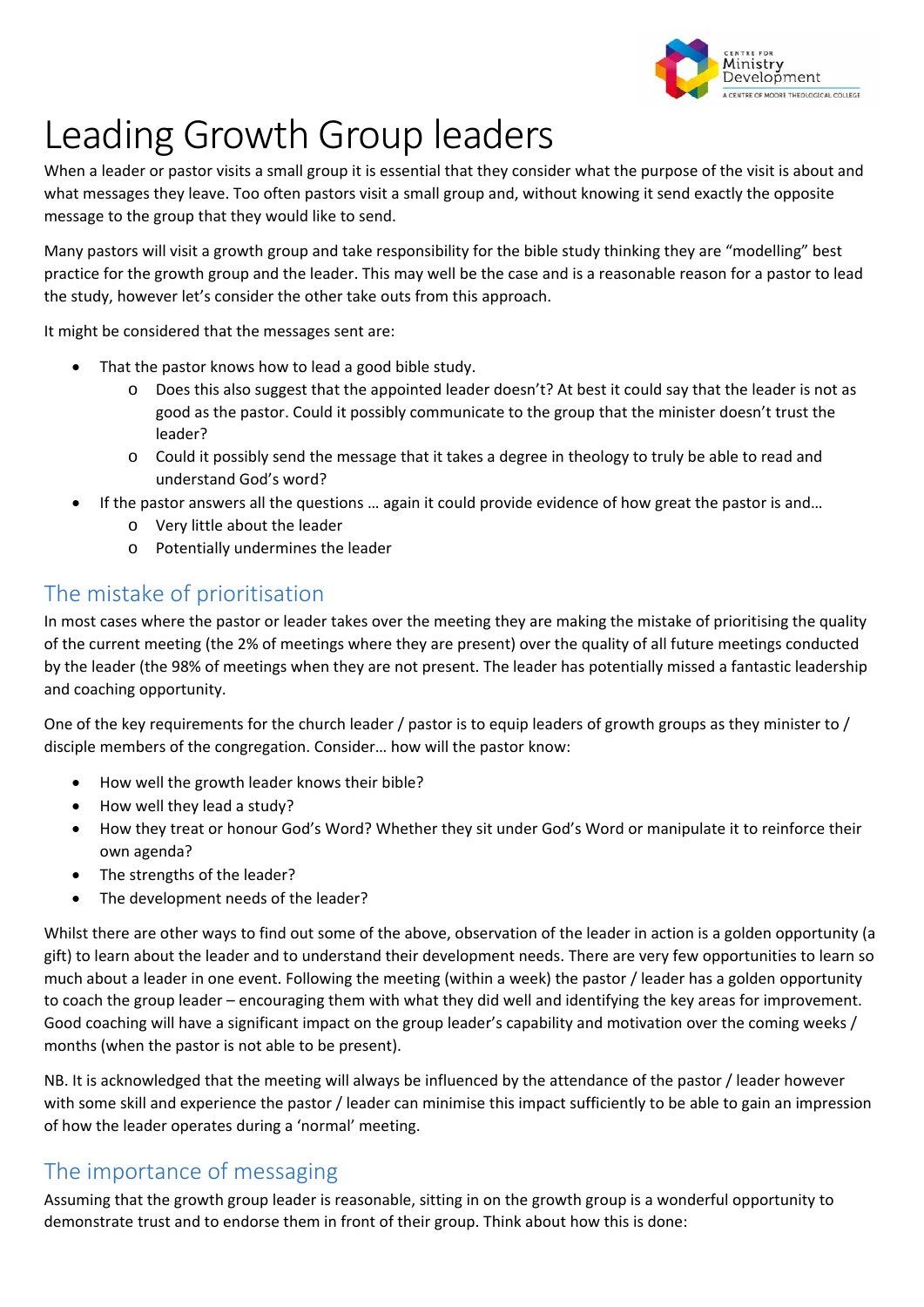# Leading Growth Group leaders

When a leader or pastor visits a small group it is essential that they consider what the purpose of the visit is about and what messages they leave. Too often pastors visit a small group and, without knowing it send exactly the opposite message to the group that they would like to send.

Many pastors will visit a growth group and take responsibility for the bible study thinking they are "modelling" best practice for the growth group and the leader. This may well be the case and is a reasonable reason for a pastor to lead the study, however let's consider the other take outs from this approach.

It might be considered that the messages sent are:

- That the pastor knows how to lead a good bible study.
  - Does this also suggest that the appointed leader doesn't? At best it could say that the leader is not as good as the pastor. Could it possibly communicate to the group that the minister doesn't trust the leader?
  - Could it possibly send the message that it takes a degree in theology to truly be able to read and understand God's word?
- If the pastor answers all the questions … again it could provide evidence of how great the pastor is and…
  - Very little about the leader
  - Potentially undermines the leader

## The mistake of prioritisation

In most cases where the pastor or leader takes over the meeting they are making the mistake of prioritising the quality of the current meeting (the 2% of meetings where they are present) over the quality of all future meetings conducted by the leader (the 98% of meetings when they are not present. The leader has potentially missed a fantastic leadership and coaching opportunity.

One of the key requirements for the church leader / pastor is to equip leaders of growth groups as they minister to / disciple members of the congregation. Consider… how will the pastor know:

- How well the growth leader knows their bible?
- How well they lead a study?
- How they treat or honour God's Word? Whether they sit under God's Word or manipulate it to reinforce their own agenda?
- The strengths of the leader?
- The development needs of the leader?

Whilst there are other ways to find out some of the above, observation of the leader in action is a golden opportunity (a gift) to learn about the leader and to understand their development needs. There are very few opportunities to learn so much about a leader in one event. Following the meeting (within a week) the pastor / leader has a golden opportunity to coach the group leader – encouraging them with what they did well and identifying the key areas for improvement. Good coaching will have a significant impact on the group leader's capability and motivation over the coming weeks / months (when the pastor is not able to be present).

NB. It is acknowledged that the meeting will always be influenced by the attendance of the pastor / leader however with some skill and experience the pastor / leader can minimise this impact sufficiently to be able to gain an impression of how the leader operates during a 'normal' meeting.

## The importance of messaging

Assuming that the growth group leader is reasonable, sitting in on the growth group is a wonderful opportunity to demonstrate trust and to endorse them in front of their group. Think about how this is done: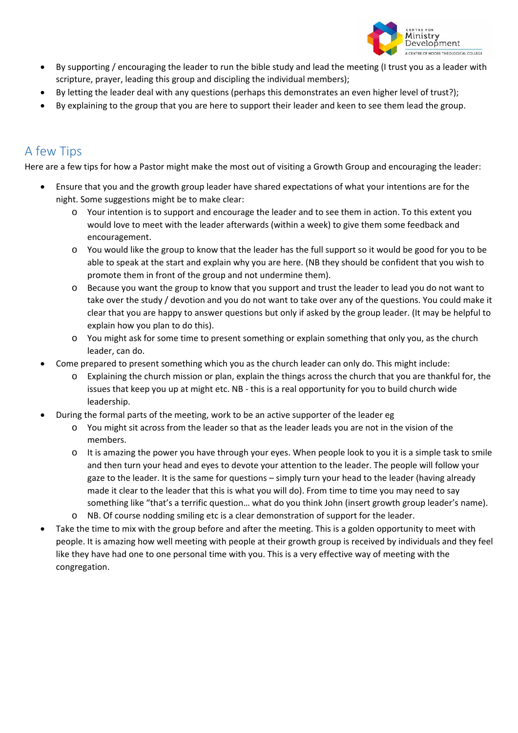- By supporting / encouraging the leader to run the bible study and lead the meeting (I trust you as a leader with scripture, prayer, leading this group and discipling the individual members);
- By letting the leader deal with any questions (perhaps this demonstrates an even higher level of trust?);
- By explaining to the group that you are here to support their leader and keen to see them lead the group.

## A few Tips

Here are a few tips for how a Pastor might make the most out of visiting a Growth Group and encouraging the leader:

- Ensure that you and the growth group leader have shared expectations of what your intentions are for the night. Some suggestions might be to make clear:
  - Your intention is to support and encourage the leader and to see them in action. To this extent you would love to meet with the leader afterwards (within a week) to give them some feedback and encouragement.
  - You would like the group to know that the leader has the full support so it would be good for you to be able to speak at the start and explain why you are here. (NB they should be confident that you wish to promote them in front of the group and not undermine them).
  - Because you want the group to know that you support and trust the leader to lead you do not want to take over the study / devotion and you do not want to take over any of the questions. You could make it clear that you are happy to answer questions but only if asked by the group leader. (It may be helpful to explain how you plan to do this).
  - You might ask for some time to present something or explain something that only you, as the church leader, can do.
- Come prepared to present something which you as the church leader can only do. This might include:
  - Explaining the church mission or plan, explain the things across the church that you are thankful for, the issues that keep you up at might etc. NB - this is a real opportunity for you to build church wide leadership.
- During the formal parts of the meeting, work to be an active supporter of the leader eg
  - You might sit across from the leader so that as the leader leads you are not in the vision of the members.
  - It is amazing the power you have through your eyes. When people look to you it is a simple task to smile and then turn your head and eyes to devote your attention to the leader. The people will follow your gaze to the leader. It is the same for questions – simply turn your head to the leader (having already made it clear to the leader that this is what you will do). From time to time you may need to say something like "that's a terrific question… what do you think John (insert growth group leader's name).
  - NB. Of course nodding smiling etc is a clear demonstration of support for the leader.
- Take the time to mix with the group before and after the meeting. This is a golden opportunity to meet with people. It is amazing how well meeting with people at their growth group is received by individuals and they feel like they have had one to one personal time with you. This is a very effective way of meeting with the congregation.